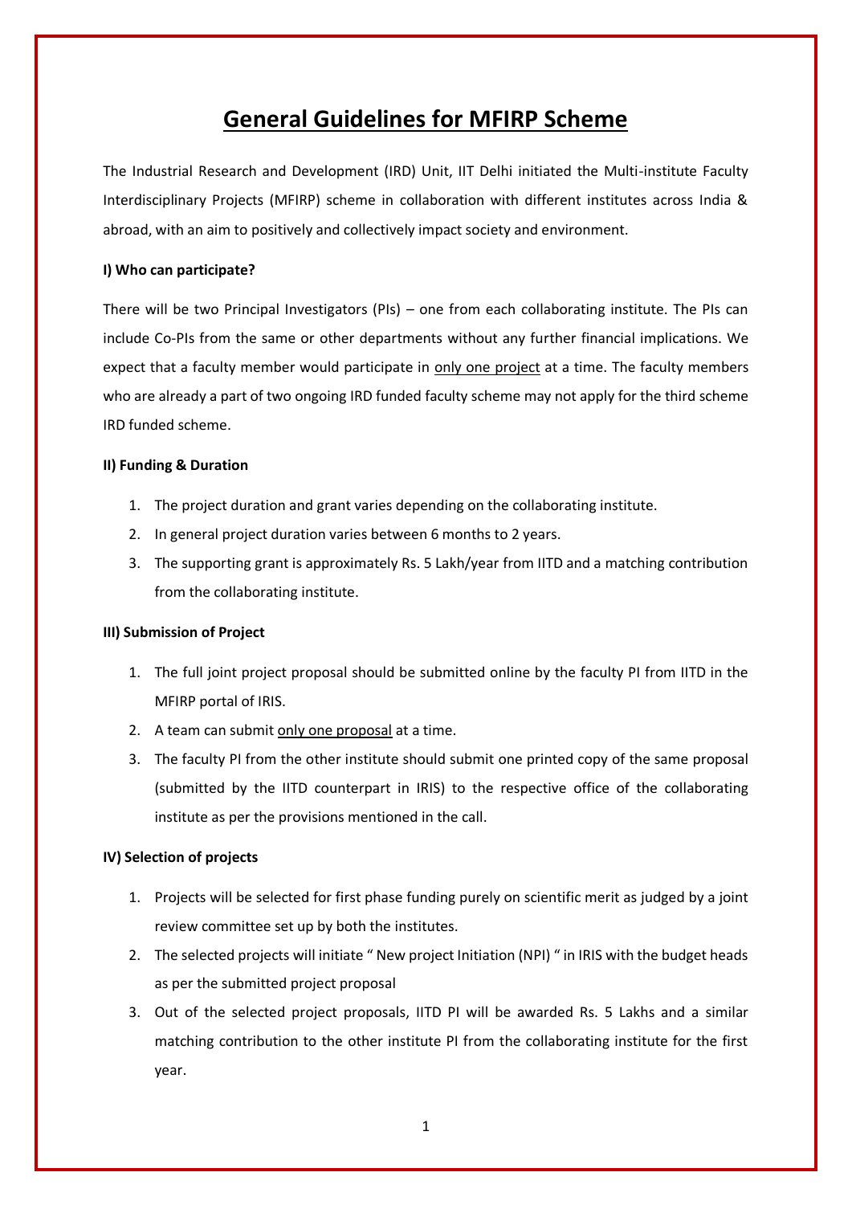# General Guidelines for MFIRP Scheme

The Industrial Research and Development (IRD) Unit, IIT Delhi initiated the Multi-institute Faculty Interdisciplinary Projects (MFIRP) scheme in collaboration with different institutes across India & abroad, with an aim to positively and collectively impact society and environment.

**I) Who can participate?**

There will be two Principal Investigators (PIs) – one from each collaborating institute. The PIs can include Co-PIs from the same or other departments without any further financial implications. We expect that a faculty member would participate in <u>only one project</u> at a time. The faculty members who are already a part of two ongoing IRD funded faculty scheme may not apply for the third scheme IRD funded scheme.

**II) Funding & Duration**

1. The project duration and grant varies depending on the collaborating institute.
2. In general project duration varies between 6 months to 2 years.
3. The supporting grant is approximately Rs. 5 Lakh/year from IITD and a matching contribution from the collaborating institute.

**III) Submission of Project**

1. The full joint project proposal should be submitted online by the faculty PI from IITD in the MFIRP portal of IRIS.
2. A team can submit <u>only one proposal</u> at a time.
3. The faculty PI from the other institute should submit one printed copy of the same proposal (submitted by the IITD counterpart in IRIS) to the respective office of the collaborating institute as per the provisions mentioned in the call.

**IV) Selection of projects**

1. Projects will be selected for first phase funding purely on scientific merit as judged by a joint review committee set up by both the institutes.
2. The selected projects will initiate " New project Initiation (NPI) " in IRIS with the budget heads as per the submitted project proposal
3. Out of the selected project proposals, IITD PI will be awarded Rs. 5 Lakhs and a similar matching contribution to the other institute PI from the collaborating institute for the first year.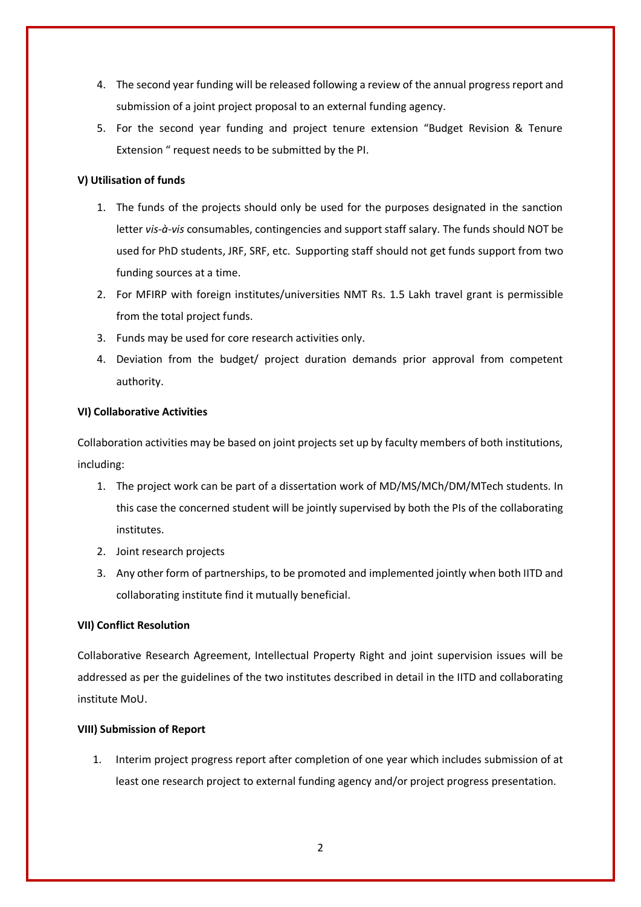4. The second year funding will be released following a review of the annual progress report and submission of a joint project proposal to an external funding agency.
5. For the second year funding and project tenure extension "Budget Revision & Tenure Extension " request needs to be submitted by the PI.

**V) Utilisation of funds**

1. The funds of the projects should only be used for the purposes designated in the sanction letter *vis-à-vis* consumables, contingencies and support staff salary. The funds should NOT be used for PhD students, JRF, SRF, etc. Supporting staff should not get funds support from two funding sources at a time.
2. For MFIRP with foreign institutes/universities NMT Rs. 1.5 Lakh travel grant is permissible from the total project funds.
3. Funds may be used for core research activities only.
4. Deviation from the budget/ project duration demands prior approval from competent authority.

**VI) Collaborative Activities**

Collaboration activities may be based on joint projects set up by faculty members of both institutions, including:

1. The project work can be part of a dissertation work of MD/MS/MCh/DM/MTech students. In this case the concerned student will be jointly supervised by both the PIs of the collaborating institutes.
2. Joint research projects
3. Any other form of partnerships, to be promoted and implemented jointly when both IITD and collaborating institute find it mutually beneficial.

**VII) Conflict Resolution**

Collaborative Research Agreement, Intellectual Property Right and joint supervision issues will be addressed as per the guidelines of the two institutes described in detail in the IITD and collaborating institute MoU.

**VIII) Submission of Report**

1. Interim project progress report after completion of one year which includes submission of at least one research project to external funding agency and/or project progress presentation.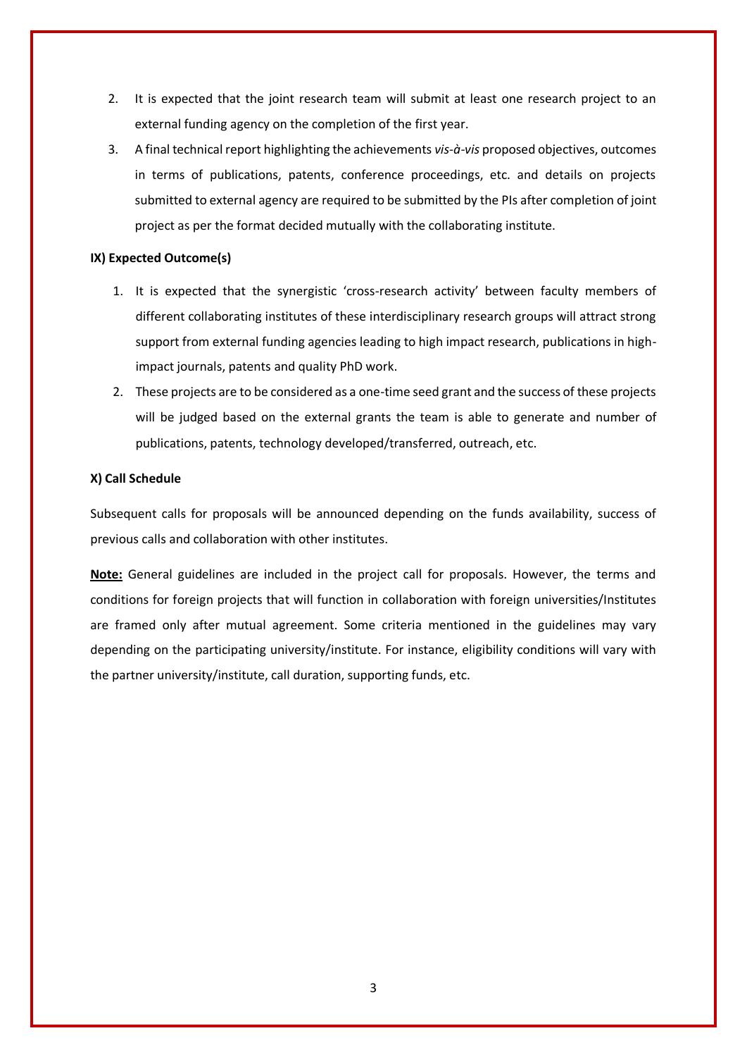2. It is expected that the joint research team will submit at least one research project to an external funding agency on the completion of the first year.
3. A final technical report highlighting the achievements *vis-à-vis* proposed objectives, outcomes in terms of publications, patents, conference proceedings, etc. and details on projects submitted to external agency are required to be submitted by the PIs after completion of joint project as per the format decided mutually with the collaborating institute.

**IX) Expected Outcome(s)**

1. It is expected that the synergistic 'cross-research activity' between faculty members of different collaborating institutes of these interdisciplinary research groups will attract strong support from external funding agencies leading to high impact research, publications in high-impact journals, patents and quality PhD work.
2. These projects are to be considered as a one-time seed grant and the success of these projects will be judged based on the external grants the team is able to generate and number of publications, patents, technology developed/transferred, outreach, etc.

**X) Call Schedule**

Subsequent calls for proposals will be announced depending on the funds availability, success of previous calls and collaboration with other institutes.

**Note:** General guidelines are included in the project call for proposals. However, the terms and conditions for foreign projects that will function in collaboration with foreign universities/Institutes are framed only after mutual agreement. Some criteria mentioned in the guidelines may vary depending on the participating university/institute. For instance, eligibility conditions will vary with the partner university/institute, call duration, supporting funds, etc.